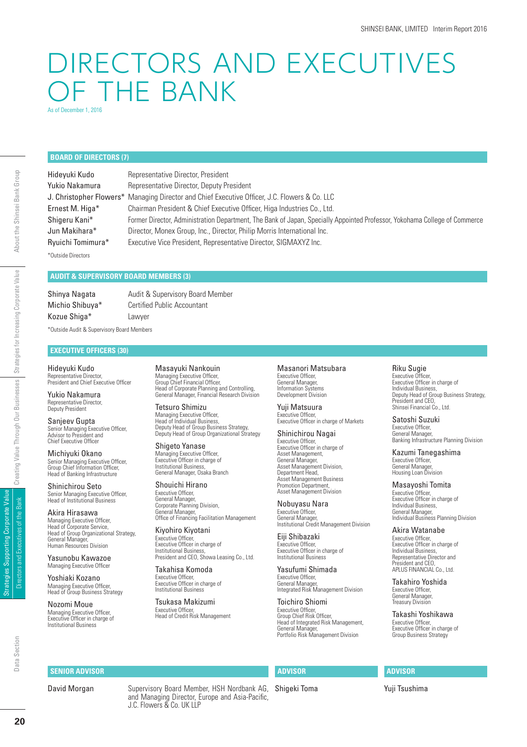# DIRECTORS AND EXECUTIVES OF THE BANK

As of December 1, 2016

## BOARD OF DIRECTORS (7)

| | |
|---|---|
| Hideyuki Kudo | Representative Director, President |
| Yukio Nakamura | Representative Director, Deputy President |
| J. Christopher Flowers* | Managing Director and Chief Executive Officer, J.C. Flowers & Co. LLC |
| Ernest M. Higa* | Chairman President & Chief Executive Officer, Higa Industries Co., Ltd. |
| Shigeru Kani* | Former Director, Administration Department, The Bank of Japan, Specially Appointed Professor, Yokohama College of Commerce |
| Jun Makihara* | Director, Monex Group, Inc., Director, Philip Morris International Inc. |
| Ryuichi Tomimura* | Executive Vice President, Representative Director, SIGMAXYZ Inc. |

*Outside Directors

## AUDIT & SUPERVISORY BOARD MEMBERS (3)

| | |
|---|---|
| Shinya Nagata | Audit & Supervisory Board Member |
| Michio Shibuya* | Certified Public Accountant |
| Kozue Shiga* | Lawyer |

*Outside Audit & Supervisory Board Members

## EXECUTIVE OFFICERS (30)

**Hideyuki Kudo**
Representative Director,
President and Chief Executive Officer

**Yukio Nakamura**
Representative Director,
Deputy President

**Sanjeev Gupta**
Senior Managing Executive Officer,
Advisor to President and
Chief Executive Officer

**Michiyuki Okano**
Senior Managing Executive Officer,
Group Chief Information Officer,
Head of Banking Infrastructure

**Shinichirou Seto**
Senior Managing Executive Officer,
Head of Institutional Business

**Akira Hirasawa**
Managing Executive Officer,
Head of Corporate Service,
Head of Group Organizational Strategy,
General Manager,
Human Resources Division

**Yasunobu Kawazoe**
Managing Executive Officer

**Yoshiaki Kozano**
Managing Executive Officer,
Head of Group Business Strategy

**Nozomi Moue**
Managing Executive Officer,
Executive Officer in charge of
Institutional Business

**Masayuki Nankouin**
Managing Executive Officer,
Group Chief Financial Officer,
Head of Corporate Planning and Controlling,
General Manager, Financial Research Division

**Tetsuro Shimizu**
Managing Executive Officer,
Head of Individual Business,
Deputy Head of Group Business Strategy,
Deputy Head of Group Organizational Strategy

**Shigeto Yanase**
Managing Executive Officer,
Executive Officer in charge of
Institutional Business,
General Manager, Osaka Branch

**Shouichi Hirano**
Executive Officer,
General Manager,
Corporate Planning Division,
General Manager,
Office of Financing Facilitation Management

**Kiyohiro Kiyotani**
Executive Officer,
Executive Officer in charge of
Institutional Business,
President and CEO, Showa Leasing Co., Ltd.

**Takahisa Komoda**
Executive Officer,
Executive Officer in charge of
Institutional Business

**Tsukasa Makizumi**
Executive Officer,
Head of Credit Risk Management

**Masanori Matsubara**
Executive Officer,
General Manager,
Information Systems
Development Division

**Yuji Matsuura**
Executive Officer,
Executive Officer in charge of Markets

**Shinichirou Nagai**
Executive Officer,
Executive Officer in charge of
Asset Management,
General Manager,
Asset Management Division,
Department Head,
Asset Management Business
Promotion Department,
Asset Management Division

**Nobuyasu Nara**
Executive Officer,
General Manager,
Institutional Credit Management Division

**Eiji Shibazaki**
Executive Officer,
Executive Officer in charge of
Institutional Business

**Yasufumi Shimada**
Executive Officer,
General Manager,
Integrated Risk Management Division

**Toichiro Shiomi**
Executive Officer,
Group Chief Risk Officer,
Head of Integrated Risk Management,
General Manager,
Portfolio Risk Management Division

**Riku Sugie**
Executive Officer,
Executive Officer in charge of
Individual Business,
Deputy Head of Group Business Strategy,
President and CEO,
Shinsei Financial Co., Ltd.

**Satoshi Suzuki**
Executive Officer,
General Manager,
Banking Infrastructure Planning Division

**Kazumi Tanegashima**
Executive Officer,
General Manager,
Housing Loan Division

**Masayoshi Tomita**
Executive Officer,
Executive Officer in charge of
Individual Business,
General Manager,
Individual Business Planning Division

**Akira Watanabe**
Executive Officer,
Executive Officer in charge of
Individual Business,
Representative Director and
President and CEO,
APLUS FINANCIAL Co., Ltd.

**Takahiro Yoshida**
Executive Officer,
General Manager,
Treasury Division

**Takashi Yoshikawa**
Executive Officer,
Executive Officer in charge of
Group Business Strategy

## SENIOR ADVISOR

**David Morgan** — Supervisory Board Member, HSH Nordbank AG, and Managing Director, Europe and Asia-Pacific, J.C. Flowers & Co. UK LLP

## ADVISOR

Shigeki Toma

## ADVISOR

Yuji Tsushima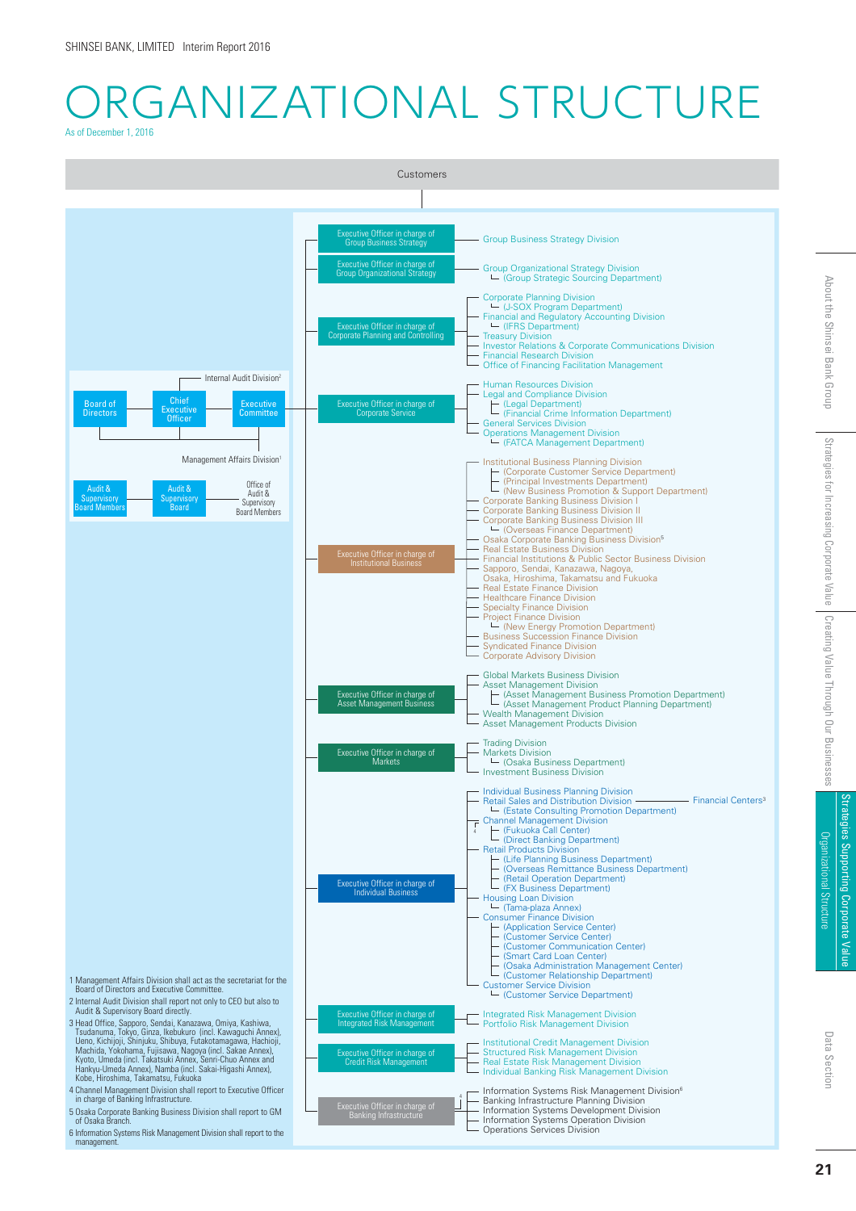# ORGANIZATIONAL STRUCTURE

As of December 1, 2016

Customers

- Board of Directors
- Chief Executive Officer
- Executive Committee
- Internal Audit Division[2]
- Management Affairs Division[1]
- Audit & Supervisory Board Members
- Audit & Supervisory Board
- Office of Audit & Supervisory Board Members

**Executive Officer in charge of Group Business Strategy**
- Group Business Strategy Division

**Executive Officer in charge of Group Organizational Strategy**
- Group Organizational Strategy Division
  - (Group Strategic Sourcing Department)

**Executive Officer in charge of Corporate Planning and Controlling**
- Corporate Planning Division
  - (J-SOX Program Department)
- Financial and Regulatory Accounting Division
  - (IFRS Department)
- Treasury Division
- Investor Relations & Corporate Communications Division
- Financial Research Division
- Office of Financing Facilitation Management

**Executive Officer in charge of Corporate Service**
- Human Resources Division
- Legal and Compliance Division
  - (Legal Department)
  - (Financial Crime Information Department)
- General Services Division
- Operations Management Division
  - (FATCA Management Department)

**Executive Officer in charge of Institutional Business**
- Institutional Business Planning Division
  - (Corporate Customer Service Department)
  - (Principal Investments Department)
  - (New Business Promotion & Support Department)
- Corporate Banking Business Division I
- Corporate Banking Business Division II
- Corporate Banking Business Division III
  - (Overseas Finance Department)
- Osaka Corporate Banking Business Division[5]
- Real Estate Business Division
- Financial Institutions & Public Sector Business Division
- Sapporo, Sendai, Kanazawa, Nagoya, Osaka, Hiroshima, Takamatsu and Fukuoka
- Real Estate Finance Division
- Healthcare Finance Division
- Specialty Finance Division
- Project Finance Division
  - (New Energy Promotion Department)
- Business Succession Finance Division
- Syndicated Finance Division
- Corporate Advisory Division

**Executive Officer in charge of Asset Management Business**
- Global Markets Business Division
- Asset Management Division
  - (Asset Management Business Promotion Department)
  - (Asset Management Product Planning Department)
- Wealth Management Division
- Asset Management Products Division

**Executive Officer in charge of Markets**
- Trading Division
- Markets Division
  - (Osaka Business Department)
- Investment Business Division

**Executive Officer in charge of Individual Business**
- Individual Business Planning Division
- Retail Sales and Distribution Division — Financial Centers[3]
  - (Estate Consulting Promotion Department)
- Channel Management Division[4]
  - (Fukuoka Call Center)
  - (Direct Banking Department)
- Retail Products Division
  - (Life Planning Business Department)
  - (Overseas Remittance Business Department)
  - (Retail Operation Department)
  - (FX Business Department)
- Housing Loan Division
  - (Tama-plaza Annex)
- Consumer Finance Division
  - (Application Service Center)
  - (Customer Service Center)
  - (Customer Communication Center)
  - (Smart Card Loan Center)
  - (Osaka Administration Management Center)
  - (Customer Relationship Department)
- Customer Service Division
  - (Customer Service Department)

**Executive Officer in charge of Integrated Risk Management**
- Integrated Risk Management Division
- Portfolio Risk Management Division

**Executive Officer in charge of Credit Risk Management**
- Institutional Credit Management Division
- Structured Risk Management Division
- Real Estate Risk Management Division
- Individual Banking Risk Management Division

**Executive Officer in charge of Banking Infrastructure**
- Information Systems Risk Management Division[6]
- Banking Infrastructure Planning Division
- Information Systems Development Division
- Information Systems Operation Division
- Operations Services Division

1 Management Affairs Division shall act as the secretariat for the Board of Directors and Executive Committee.
2 Internal Audit Division shall report not only to CEO but also to Audit & Supervisory Board directly.
3 Head Office, Sapporo, Sendai, Kanazawa, Omiya, Kashiwa, Tsudanuma, Tokyo, Ginza, Ikebukuro (incl. Kawaguchi Annex), Ueno, Kichijoji, Shinjuku, Shibuya, Futakotamagawa, Hachioji, Machida, Yokohama, Fujisawa, Nagoya (incl. Sakae Annex), Kyoto, Umeda (incl. Takatsuki Annex, Senri-Chuo Annex and Hankyu-Umeda Annex), Namba (incl. Sakai-Higashi Annex), Kobe, Hiroshima, Takamatsu, Fukuoka
4 Channel Management Division shall report to Executive Officer in charge of Banking Infrastructure.
5 Osaka Corporate Banking Business Division shall report to GM of Osaka Branch.
6 Information Systems Risk Management Division shall report to the management.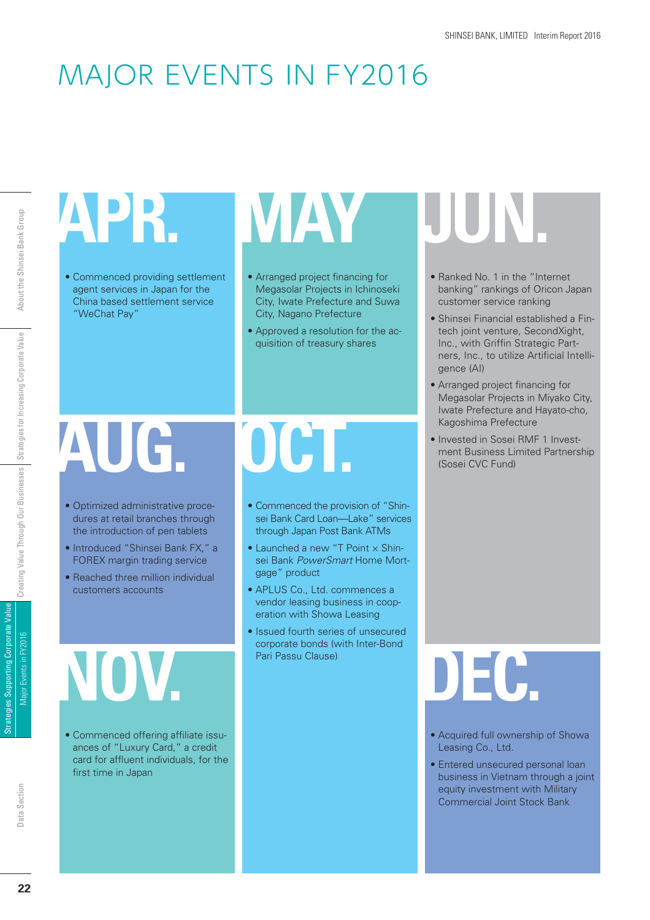# MAJOR EVENTS IN FY2016

## APR.

- Commenced providing settlement agent services in Japan for the China based settlement service "WeChat Pay"

## MAY

- Arranged project financing for Megasolar Projects in Ichinoseki City, Iwate Prefecture and Suwa City, Nagano Prefecture
- Approved a resolution for the acquisition of treasury shares

## JUN.

- Ranked No. 1 in the "Internet banking" rankings of Oricon Japan customer service ranking
- Shinsei Financial established a Fintech joint venture, SecondXight, Inc., with Griffin Strategic Partners, Inc., to utilize Artificial Intelligence (AI)
- Arranged project financing for Megasolar Projects in Miyako City, Iwate Prefecture and Hayato-cho, Kagoshima Prefecture
- Invested in Sosei RMF 1 Investment Business Limited Partnership (Sosei CVC Fund)

## AUG.

- Optimized administrative procedures at retail branches through the introduction of pen tablets
- Introduced "Shinsei Bank FX," a FOREX margin trading service
- Reached three million individual customers accounts

## OCT.

- Commenced the provision of "Shinsei Bank Card Loan—Lake" services through Japan Post Bank ATMs
- Launched a new "T Point × Shinsei Bank *PowerSmart* Home Mortgage" product
- APLUS Co., Ltd. commences a vendor leasing business in cooperation with Showa Leasing
- Issued fourth series of unsecured corporate bonds (with Inter-Bond Pari Passu Clause)

## NOV.

- Commenced offering affiliate issuances of "Luxury Card," a credit card for affluent individuals, for the first time in Japan

## DEC.

- Acquired full ownership of Showa Leasing Co., Ltd.
- Entered unsecured personal loan business in Vietnam through a joint equity investment with Military Commercial Joint Stock Bank